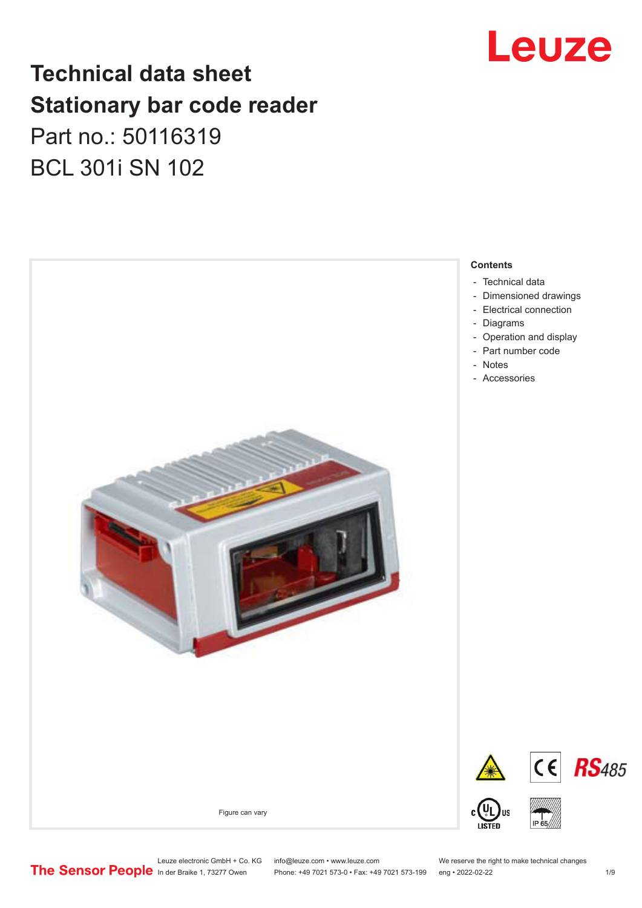# Technical data sheet
# Stationary bar code reader

Part no.: 50116319

BCL 301i SN 102

Figure can vary

**Contents**

- Technical data
- Dimensioned drawings
- Electrical connection
- Diagrams
- Operation and display
- Part number code
- Notes
- Accessories

Leuze electronic GmbH + Co. KG
In der Braike 1, 73277 Owen

info@leuze.com • www.leuze.com
Phone: +49 7021 573-0 • Fax: +49 7021 573-199

We reserve the right to make technical changes
eng • 2022-02-22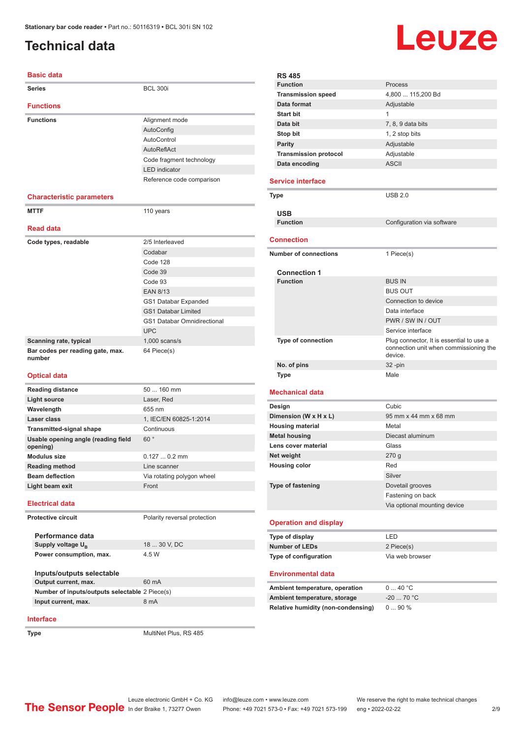# Technical data

## Basic data

| | |
|---|---|
| **Series** | BCL 300i |

## Functions

| | |
|---|---|
| **Functions** | Alignment mode |
| | AutoConfig |
| | AutoControl |
| | AutoReflAct |
| | Code fragment technology |
| | LED indicator |
| | Reference code comparison |

## Characteristic parameters

| | |
|---|---|
| **MTTF** | 110 years |

## Read data

| | |
|---|---|
| **Code types, readable** | 2/5 Interleaved |
| | Codabar |
| | Code 128 |
| | Code 39 |
| | Code 93 |
| | EAN 8/13 |
| | GS1 Databar Expanded |
| | GS1 Databar Limited |
| | GS1 Databar Omnidirectional |
| | UPC |
| **Scanning rate, typical** | 1,000 scans/s |
| **Bar codes per reading gate, max. number** | 64 Piece(s) |

## Optical data

| | |
|---|---|
| **Reading distance** | 50 ... 160 mm |
| **Light source** | Laser, Red |
| **Wavelength** | 655 nm |
| **Laser class** | 1, IEC/EN 60825-1:2014 |
| **Transmitted-signal shape** | Continuous |
| **Usable opening angle (reading field opening)** | 60 ° |
| **Modulus size** | 0.127 ... 0.2 mm |
| **Reading method** | Line scanner |
| **Beam deflection** | Via rotating polygon wheel |
| **Light beam exit** | Front |

## Electrical data

| | |
|---|---|
| **Protective circuit** | Polarity reversal protection |

### Performance data

| | |
|---|---|
| **Supply voltage $U_B$** | 18 ... 30 V, DC |
| **Power consumption, max.** | 4.5 W |

### Inputs/outputs selectable

| | |
|---|---|
| **Output current, max.** | 60 mA |
| **Number of inputs/outputs selectable** | 2 Piece(s) |
| **Input current, max.** | 8 mA |

## Interface

| | |
|---|---|
| **Type** | MultiNet Plus, RS 485 |

### RS 485

| | |
|---|---|
| **Function** | Process |
| **Transmission speed** | 4,800 ... 115,200 Bd |
| **Data format** | Adjustable |
| **Start bit** | 1 |
| **Data bit** | 7, 8, 9 data bits |
| **Stop bit** | 1, 2 stop bits |
| **Parity** | Adjustable |
| **Transmission protocol** | Adjustable |
| **Data encoding** | ASCII |

## Service interface

| | |
|---|---|
| **Type** | USB 2.0 |

### USB

| | |
|---|---|
| **Function** | Configuration via software |

## Connection

| | |
|---|---|
| **Number of connections** | 1 Piece(s) |

### Connection 1

| | |
|---|---|
| **Function** | BUS IN |
| | BUS OUT |
| | Connection to device |
| | Data interface |
| | PWR / SW IN / OUT |
| | Service interface |
| **Type of connection** | Plug connector, It is essential to use a connection unit when commissioning the device. |
| **No. of pins** | 32 -pin |
| **Type** | Male |

## Mechanical data

| | |
|---|---|
| **Design** | Cubic |
| **Dimension (W x H x L)** | 95 mm x 44 mm x 68 mm |
| **Housing material** | Metal |
| **Metal housing** | Diecast aluminum |
| **Lens cover material** | Glass |
| **Net weight** | 270 g |
| **Housing color** | Red |
| | Silver |
| **Type of fastening** | Dovetail grooves |
| | Fastening on back |
| | Via optional mounting device |

## Operation and display

| | |
|---|---|
| **Type of display** | LED |
| **Number of LEDs** | 2 Piece(s) |
| **Type of configuration** | Via web browser |

## Environmental data

| | |
|---|---|
| **Ambient temperature, operation** | 0 ... 40 °C |
| **Ambient temperature, storage** | -20 ... 70 °C |
| **Relative humidity (non-condensing)** | 0 ... 90 % |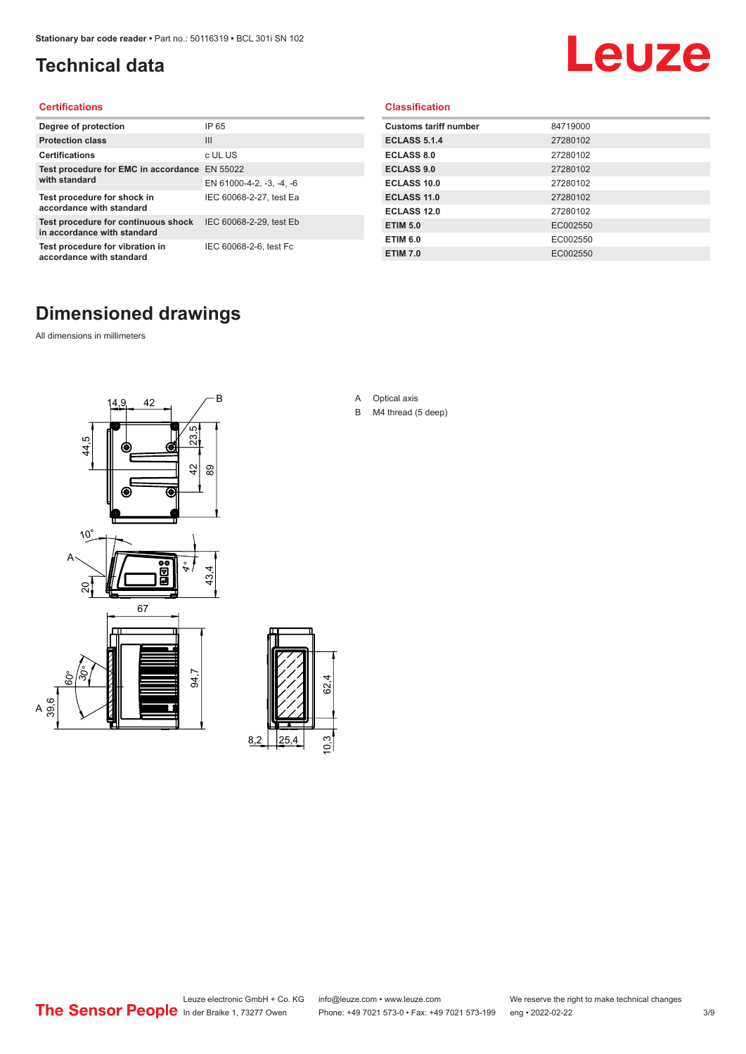# Technical data

## Certifications

| | |
|---|---|
| Degree of protection | IP 65 |
| Protection class | III |
| Certifications | c UL US |
| Test procedure for EMC in accordance with standard | EN 55022 |
| | EN 61000-4-2, -3, -4, -6 |
| Test procedure for shock in accordance with standard | IEC 60068-2-27, test Ea |
| Test procedure for continuous shock in accordance with standard | IEC 60068-2-29, test Eb |
| Test procedure for vibration in accordance with standard | IEC 60068-2-6, test Fc |

## Classification

| | |
|---|---|
| Customs tariff number | 84719000 |
| ECLASS 5.1.4 | 27280102 |
| ECLASS 8.0 | 27280102 |
| ECLASS 9.0 | 27280102 |
| ECLASS 10.0 | 27280102 |
| ECLASS 11.0 | 27280102 |
| ECLASS 12.0 | 27280102 |
| ETIM 5.0 | EC002550 |
| ETIM 6.0 | EC002550 |
| ETIM 7.0 | EC002550 |

# Dimensioned drawings

All dimensions in millimeters

A Optical axis

B M4 thread (5 deep)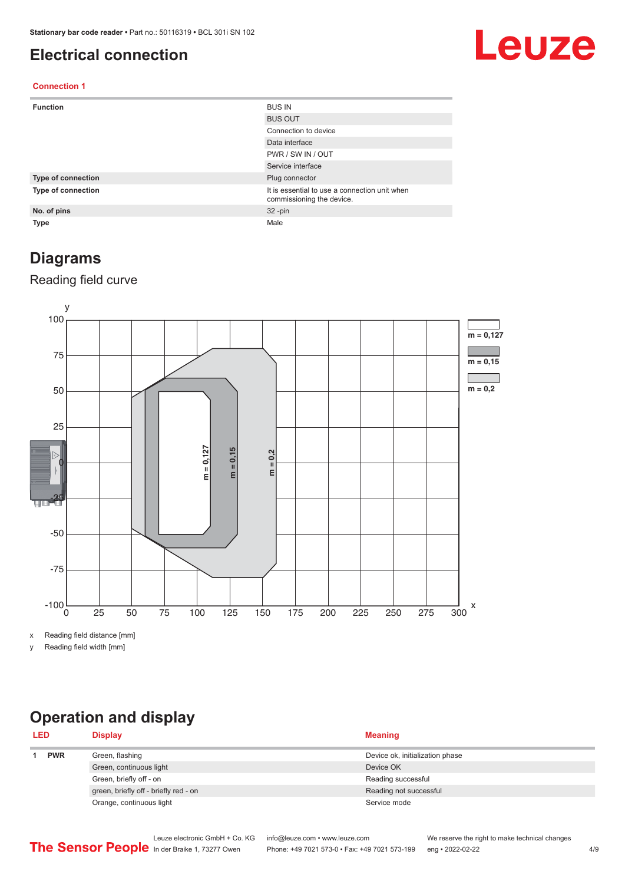# Electrical connection

## Connection 1

| Function | BUS IN |
|---|---|
| | BUS OUT |
| | Connection to device |
| | Data interface |
| | PWR / SW IN / OUT |
| | Service interface |
| Type of connection | Plug connector |
| Type of connection | It is essential to use a connection unit when commissioning the device. |
| No. of pins | 32 -pin |
| Type | Male |

# Diagrams

## Reading field curve

x Reading field distance [mm]

y Reading field width [mm]

# Operation and display

| LED | | Display | Meaning |
|---|---|---|---|
| 1 | PWR | Green, flashing | Device ok, initialization phase |
| | | Green, continuous light | Device OK |
| | | Green, briefly off - on | Reading successful |
| | | green, briefly off - briefly red - on | Reading not successful |
| | | Orange, continuous light | Service mode |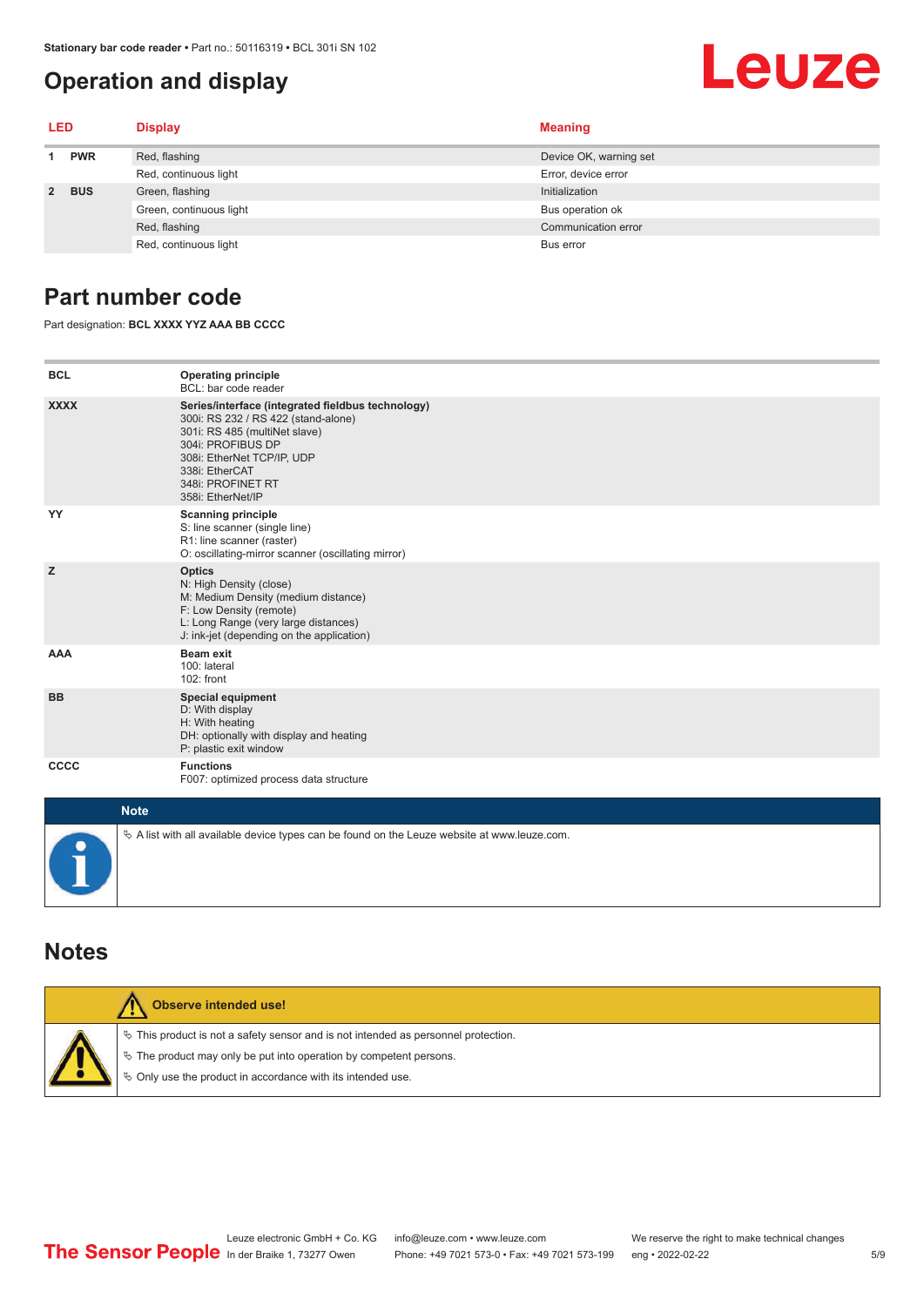## Operation and display

| LED | | Display | Meaning |
|---|---|---|---|
| 1 | PWR | Red, flashing | Device OK, warning set |
| | | Red, continuous light | Error, device error |
| 2 | BUS | Green, flashing | Initialization |
| | | Green, continuous light | Bus operation ok |
| | | Red, flashing | Communication error |
| | | Red, continuous light | Bus error |

## Part number code

Part designation: **BCL XXXX YYZ AAA BB CCCC**

| | |
|---|---|
| **BCL** | **Operating principle**<br>BCL: bar code reader |
| **XXXX** | **Series/interface (integrated fieldbus technology)**<br>300i: RS 232 / RS 422 (stand-alone)<br>301i: RS 485 (multiNet slave)<br>304i: PROFIBUS DP<br>308i: EtherNet TCP/IP, UDP<br>338i: EtherCAT<br>348i: PROFINET RT<br>358i: EtherNet/IP |
| **YY** | **Scanning principle**<br>S: line scanner (single line)<br>R1: line scanner (raster)<br>O: oscillating-mirror scanner (oscillating mirror) |
| **Z** | **Optics**<br>N: High Density (close)<br>M: Medium Density (medium distance)<br>F: Low Density (remote)<br>L: Long Range (very large distances)<br>J: ink-jet (depending on the application) |
| **AAA** | **Beam exit**<br>100: lateral<br>102: front |
| **BB** | **Special equipment**<br>D: With display<br>H: With heating<br>DH: optionally with display and heating<br>P: plastic exit window |
| **CCCC** | **Functions**<br>F007: optimized process data structure |

**Note**

- A list with all available device types can be found on the Leuze website at www.leuze.com.

## Notes

**Observe intended use!**

- This product is not a safety sensor and is not intended as personnel protection.
- The product may only be put into operation by competent persons.
- Only use the product in accordance with its intended use.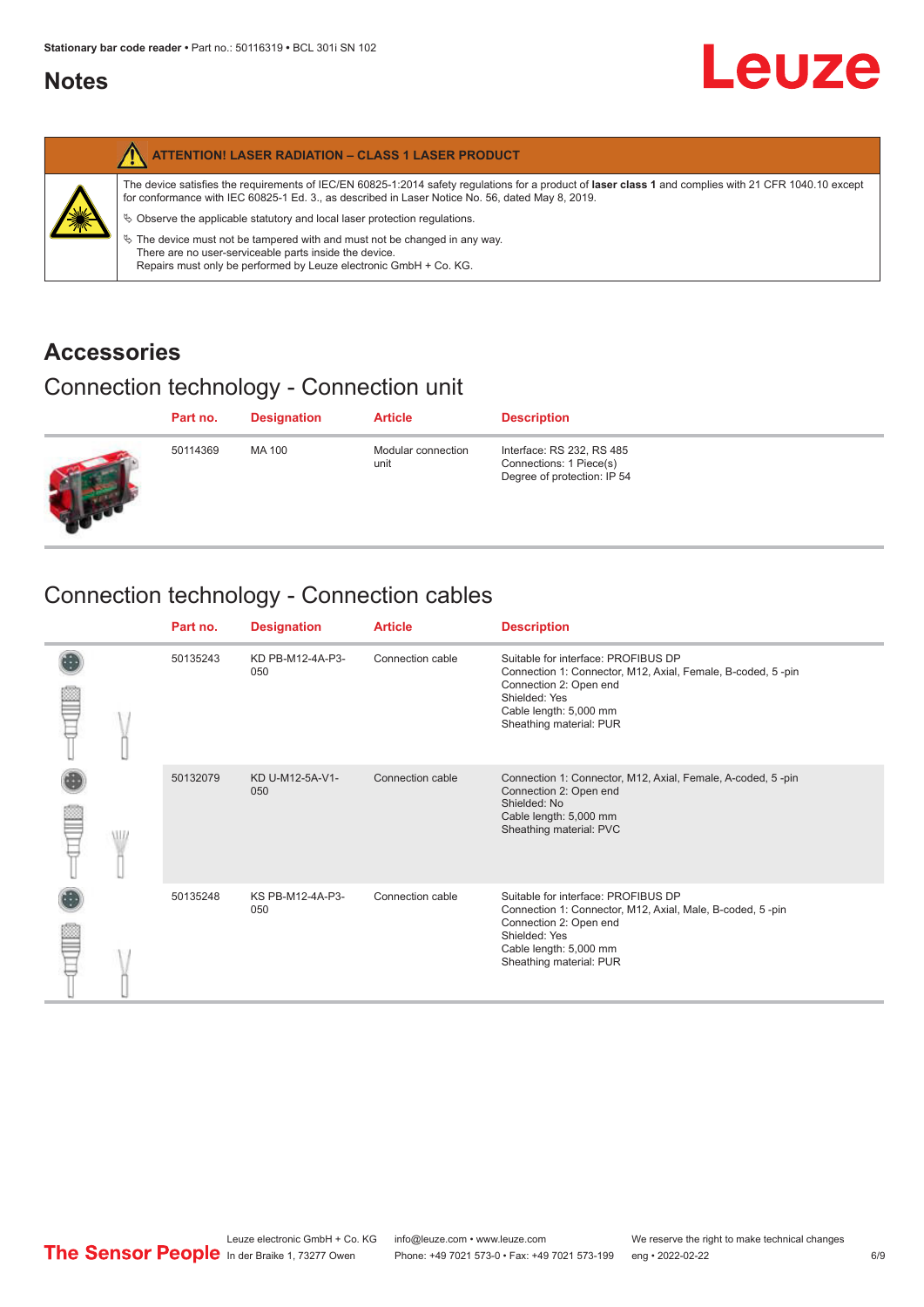## Notes

| ATTENTION! LASER RADIATION – CLASS 1 LASER PRODUCT |
|---|
| The device satisfies the requirements of IEC/EN 60825-1:2014 safety regulations for a product of **laser class 1** and complies with 21 CFR 1040.10 except for conformance with IEC 60825-1 Ed. 3., as described in Laser Notice No. 56, dated May 8, 2019. |
| ↳ Observe the applicable statutory and local laser protection regulations. |
| ↳ The device must not be tampered with and must not be changed in any way. There are no user-serviceable parts inside the device. Repairs must only be performed by Leuze electronic GmbH + Co. KG. |

# Accessories

## Connection technology - Connection unit

| Part no. | Designation | Article | Description |
|---|---|---|---|
| 50114369 | MA 100 | Modular connection unit | Interface: RS 232, RS 485<br>Connections: 1 Piece(s)<br>Degree of protection: IP 54 |

## Connection technology - Connection cables

| Part no. | Designation | Article | Description |
|---|---|---|---|
| 50135243 | KD PB-M12-4A-P3-050 | Connection cable | Suitable for interface: PROFIBUS DP<br>Connection 1: Connector, M12, Axial, Female, B-coded, 5 -pin<br>Connection 2: Open end<br>Shielded: Yes<br>Cable length: 5,000 mm<br>Sheathing material: PUR |
| 50132079 | KD U-M12-5A-V1-050 | Connection cable | Connection 1: Connector, M12, Axial, Female, A-coded, 5 -pin<br>Connection 2: Open end<br>Shielded: No<br>Cable length: 5,000 mm<br>Sheathing material: PVC |
| 50135248 | KS PB-M12-4A-P3-050 | Connection cable | Suitable for interface: PROFIBUS DP<br>Connection 1: Connector, M12, Axial, Male, B-coded, 5 -pin<br>Connection 2: Open end<br>Shielded: Yes<br>Cable length: 5,000 mm<br>Sheathing material: PUR |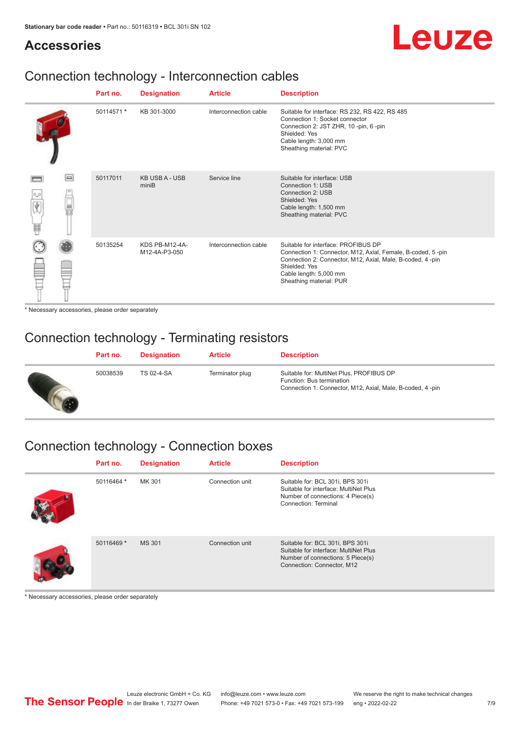## Accessories

### Connection technology - Interconnection cables

| Part no. | Designation | Article | Description |
|---|---|---|---|
| 50114571 * | KB 301-3000 | Interconnection cable | Suitable for interface: RS 232, RS 422, RS 485<br>Connection 1: Socket connector<br>Connection 2: JST ZHR, 10 -pin, 6 -pin<br>Shielded: Yes<br>Cable length: 3,000 mm<br>Sheathing material: PVC |
| 50117011 | KB USB A - USB miniB | Service line | Suitable for interface: USB<br>Connection 1: USB<br>Connection 2: USB<br>Shielded: Yes<br>Cable length: 1,500 mm<br>Sheathing material: PVC |
| 50135254 | KDS PB-M12-4A-M12-4A-P3-050 | Interconnection cable | Suitable for interface: PROFIBUS DP<br>Connection 1: Connector, M12, Axial, Female, B-coded, 5 -pin<br>Connection 2: Connector, M12, Axial, Male, B-coded, 4 -pin<br>Shielded: Yes<br>Cable length: 5,000 mm<br>Sheathing material: PUR |

* Necessary accessories, please order separately

### Connection technology - Terminating resistors

| Part no. | Designation | Article | Description |
|---|---|---|---|
| 50038539 | TS 02-4-SA | Terminator plug | Suitable for: MultiNet Plus, PROFIBUS DP<br>Function: Bus termination<br>Connection 1: Connector, M12, Axial, Male, B-coded, 4 -pin |

### Connection technology - Connection boxes

| Part no. | Designation | Article | Description |
|---|---|---|---|
| 50116464 * | MK 301 | Connection unit | Suitable for: BCL 301i, BPS 301i<br>Suitable for interface: MultiNet Plus<br>Number of connections: 4 Piece(s)<br>Connection: Terminal |
| 50116469 * | MS 301 | Connection unit | Suitable for: BCL 301i, BPS 301i<br>Suitable for interface: MultiNet Plus<br>Number of connections: 5 Piece(s)<br>Connection: Connector, M12 |

* Necessary accessories, please order separately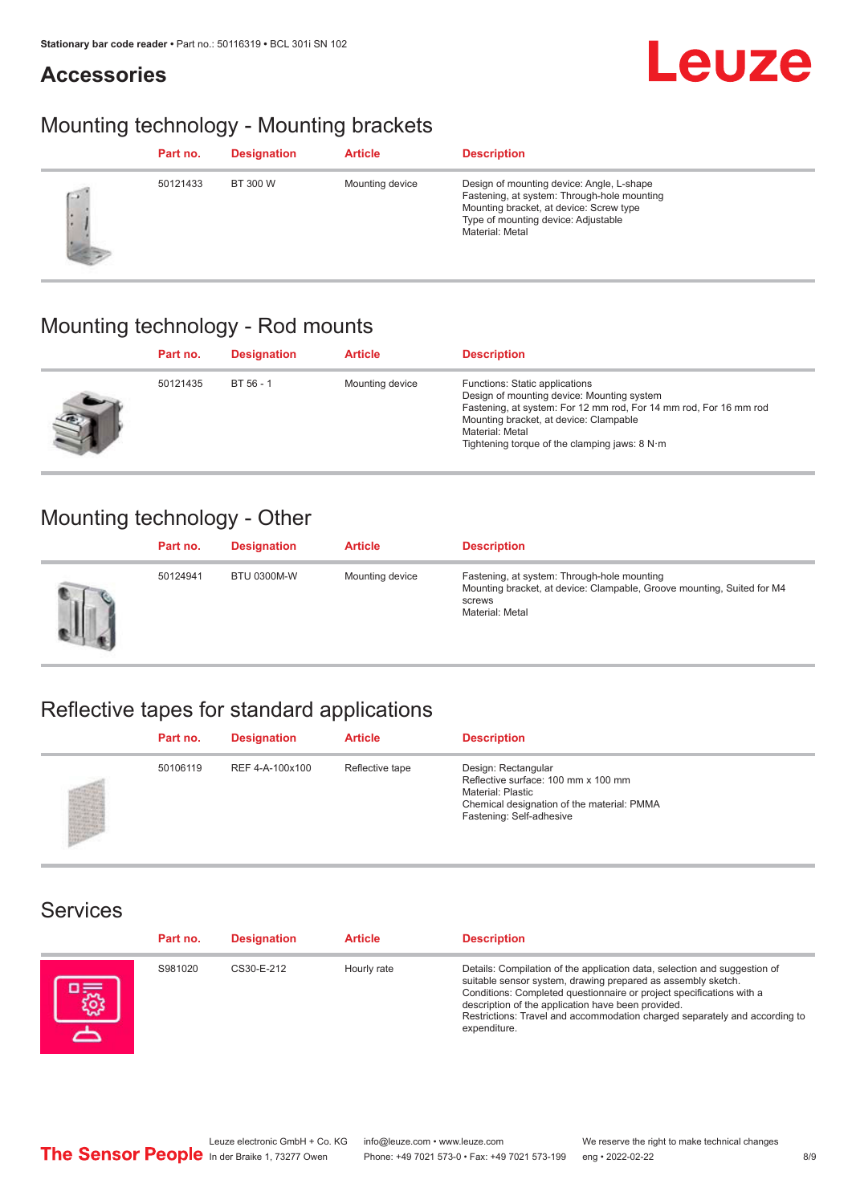## Accessories

### Mounting technology - Mounting brackets

| Part no. | Designation | Article | Description |
|---|---|---|---|
| 50121433 | BT 300 W | Mounting device | Design of mounting device: Angle, L-shape<br>Fastening, at system: Through-hole mounting<br>Mounting bracket, at device: Screw type<br>Type of mounting device: Adjustable<br>Material: Metal |

### Mounting technology - Rod mounts

| Part no. | Designation | Article | Description |
|---|---|---|---|
| 50121435 | BT 56 - 1 | Mounting device | Functions: Static applications<br>Design of mounting device: Mounting system<br>Fastening, at system: For 12 mm rod, For 14 mm rod, For 16 mm rod<br>Mounting bracket, at device: Clampable<br>Material: Metal<br>Tightening torque of the clamping jaws: 8 N·m |

### Mounting technology - Other

| Part no. | Designation | Article | Description |
|---|---|---|---|
| 50124941 | BTU 0300M-W | Mounting device | Fastening, at system: Through-hole mounting<br>Mounting bracket, at device: Clampable, Groove mounting, Suited for M4 screws<br>Material: Metal |

### Reflective tapes for standard applications

| Part no. | Designation | Article | Description |
|---|---|---|---|
| 50106119 | REF 4-A-100x100 | Reflective tape | Design: Rectangular<br>Reflective surface: 100 mm x 100 mm<br>Material: Plastic<br>Chemical designation of the material: PMMA<br>Fastening: Self-adhesive |

### Services

| Part no. | Designation | Article | Description |
|---|---|---|---|
| S981020 | CS30-E-212 | Hourly rate | Details: Compilation of the application data, selection and suggestion of suitable sensor system, drawing prepared as assembly sketch.<br>Conditions: Completed questionnaire or project specifications with a description of the application have been provided.<br>Restrictions: Travel and accommodation charged separately and according to expenditure. |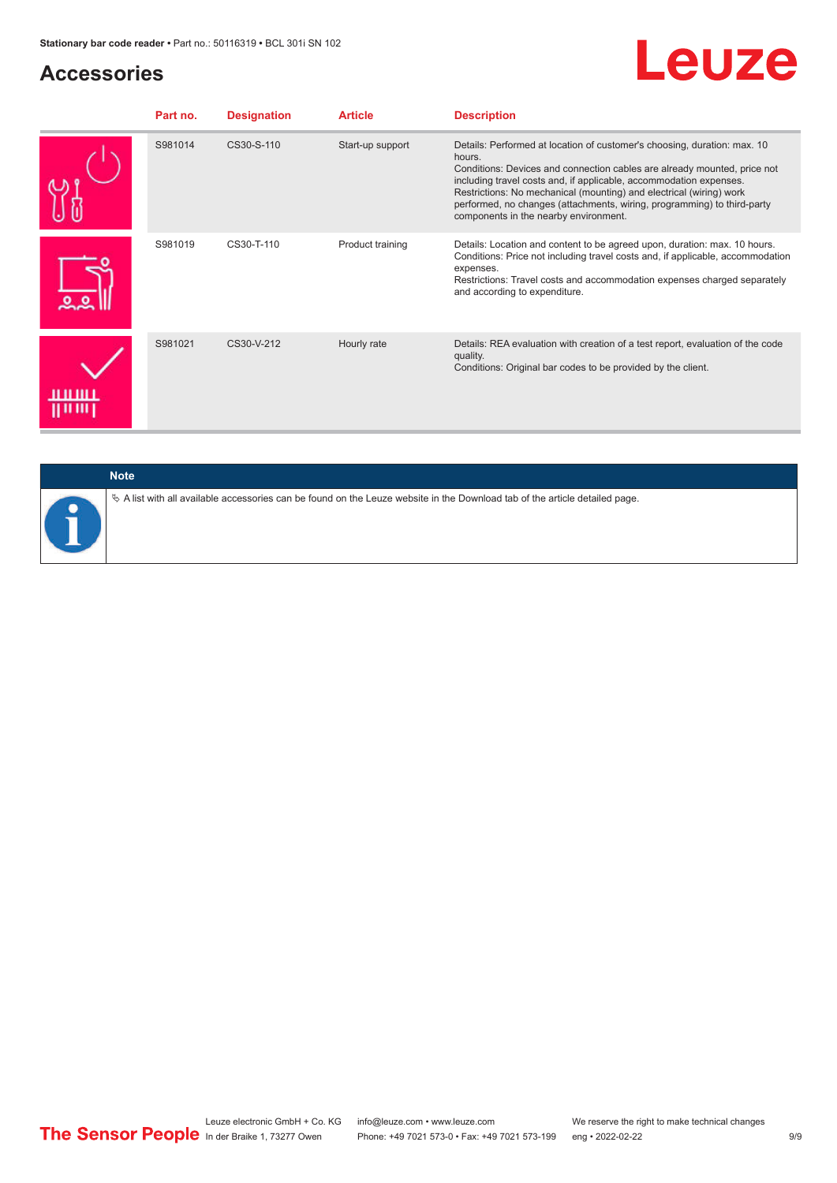## Accessories

| | Part no. | Designation | Article | Description |
|---|---|---|---|---|
| | S981014 | CS30-S-110 | Start-up support | Details: Performed at location of customer's choosing, duration: max. 10 hours.<br>Conditions: Devices and connection cables are already mounted, price not including travel costs and, if applicable, accommodation expenses.<br>Restrictions: No mechanical (mounting) and electrical (wiring) work performed, no changes (attachments, wiring, programming) to third-party components in the nearby environment. |
| | S981019 | CS30-T-110 | Product training | Details: Location and content to be agreed upon, duration: max. 10 hours.<br>Conditions: Price not including travel costs and, if applicable, accommodation expenses.<br>Restrictions: Travel costs and accommodation expenses charged separately and according to expenditure. |
| | S981021 | CS30-V-212 | Hourly rate | Details: REA evaluation with creation of a test report, evaluation of the code quality.<br>Conditions: Original bar codes to be provided by the client. |

**Note**

✎ A list with all available accessories can be found on the Leuze website in the Download tab of the article detailed page.